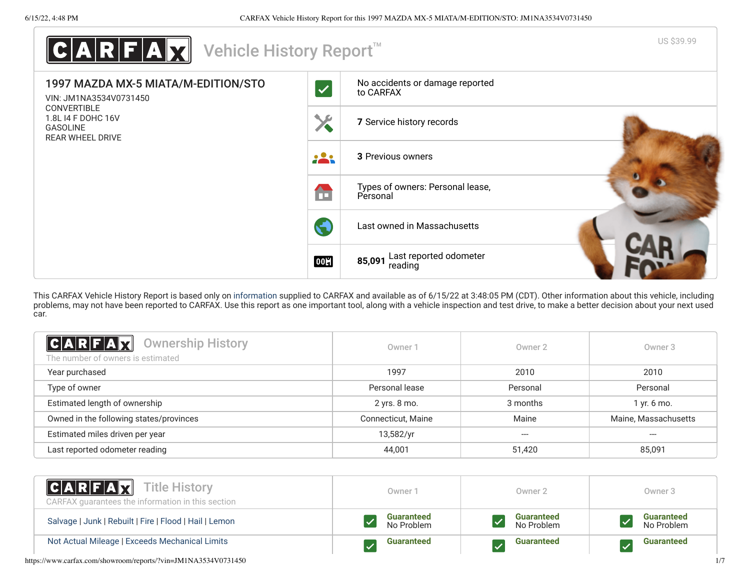# CARFAX Vehicle History Report™

US $39.99

## 1997 MAZDA MX-5 MIATA/M-EDITION/STO

VIN: JM1NA3534V0731450
CONVERTIBLE
1.8L I4 F DOHC 16V
GASOLINE
REAR WHEEL DRIVE

- No accidents or damage reported to CARFAX
- **7** Service history records
- **3** Previous owners
- Types of owners: Personal lease, Personal
- Last owned in Massachusetts
- **85,091** Last reported odometer reading

This CARFAX Vehicle History Report is based only on information supplied to CARFAX and available as of 6/15/22 at 3:48:05 PM (CDT). Other information about this vehicle, including problems, may not have been reported to CARFAX. Use this report as one important tool, along with a vehicle inspection and test drive, to make a better decision about your next used car.

## CARFAX Ownership History

The number of owners is estimated

| | Owner 1 | Owner 2 | Owner 3 |
|---|---|---|---|
| Year purchased | 1997 | 2010 | 2010 |
| Type of owner | Personal lease | Personal | Personal |
| Estimated length of ownership | 2 yrs. 8 mo. | 3 months | 1 yr. 6 mo. |
| Owned in the following states/provinces | Connecticut, Maine | Maine | Maine, Massachusetts |
| Estimated miles driven per year | 13,582/yr | --- | --- |
| Last reported odometer reading | 44,001 | 51,420 | 85,091 |

## CARFAX Title History

CARFAX guarantees the information in this section

| | Owner 1 | Owner 2 | Owner 3 |
|---|---|---|---|
| Salvage \| Junk \| Rebuilt \| Fire \| Flood \| Hail \| Lemon | Guaranteed No Problem | Guaranteed No Problem | Guaranteed No Problem |
| Not Actual Mileage \| Exceeds Mechanical Limits | Guaranteed | Guaranteed | Guaranteed |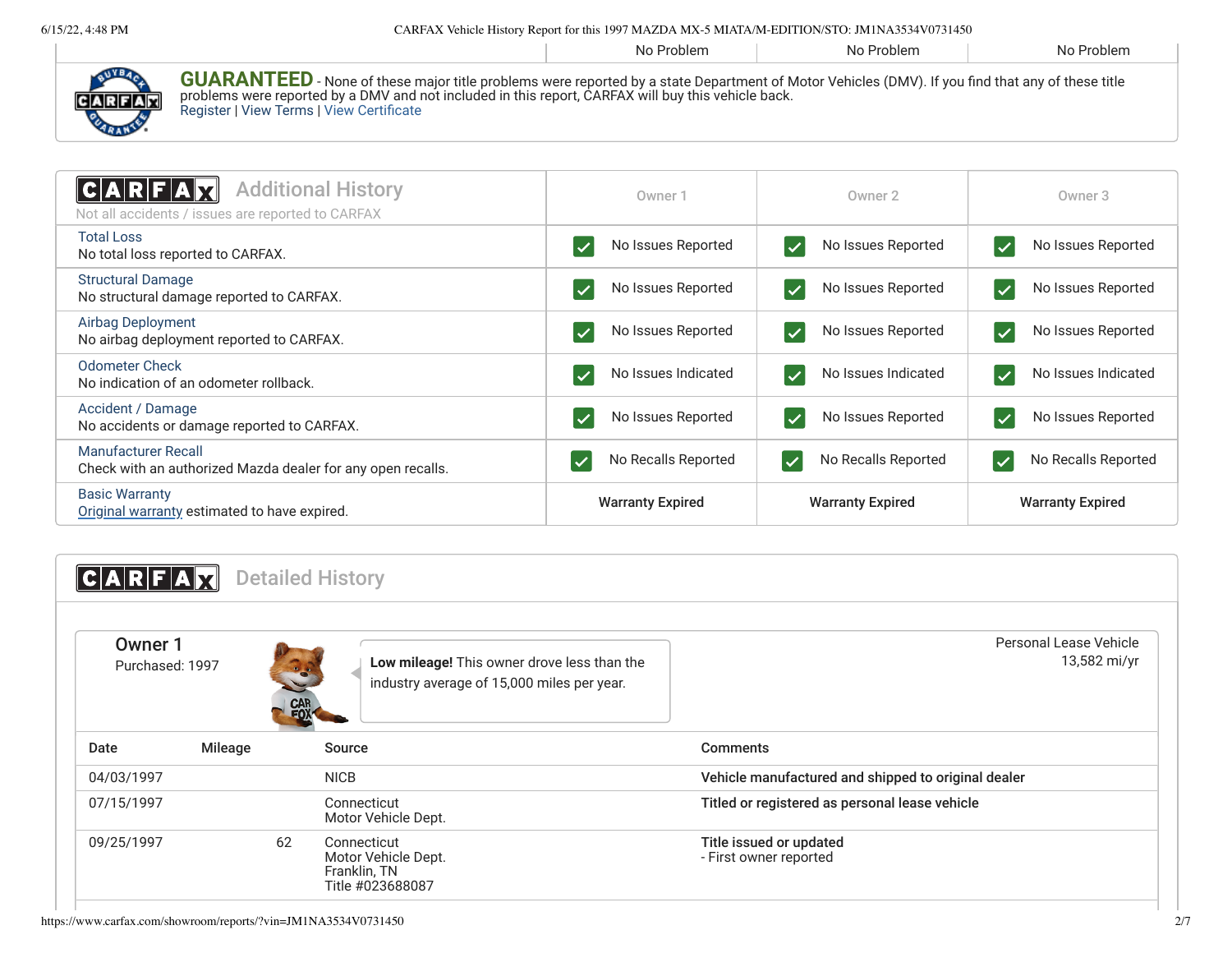| | No Problem | No Problem | No Problem |
|---|---|---|---|

**GUARANTEED** - None of these major title problems were reported by a state Department of Motor Vehicles (DMV). If you find that any of these title problems were reported by a DMV and not included in this report, CARFAX will buy this vehicle back.
Register | View Terms | View Certificate

## CARFAX Additional History

Not all accidents / issues are reported to CARFAX

| | Owner 1 | Owner 2 | Owner 3 |
|---|---|---|---|
| Total Loss<br>No total loss reported to CARFAX. | No Issues Reported | No Issues Reported | No Issues Reported |
| Structural Damage<br>No structural damage reported to CARFAX. | No Issues Reported | No Issues Reported | No Issues Reported |
| Airbag Deployment<br>No airbag deployment reported to CARFAX. | No Issues Reported | No Issues Reported | No Issues Reported |
| Odometer Check<br>No indication of an odometer rollback. | No Issues Indicated | No Issues Indicated | No Issues Indicated |
| Accident / Damage<br>No accidents or damage reported to CARFAX. | No Issues Reported | No Issues Reported | No Issues Reported |
| Manufacturer Recall<br>Check with an authorized Mazda dealer for any open recalls. | No Recalls Reported | No Recalls Reported | No Recalls Reported |
| Basic Warranty<br>Original warranty estimated to have expired. | **Warranty Expired** | **Warranty Expired** | **Warranty Expired** |

## CARFAX Detailed History

### Owner 1

Purchased: 1997

**Low mileage!** This owner drove less than the industry average of 15,000 miles per year.

Personal Lease Vehicle
13,582 mi/yr

| Date | Mileage | Source | Comments |
|---|---|---|---|
| 04/03/1997 | | NICB | **Vehicle manufactured and shipped to original dealer** |
| 07/15/1997 | | Connecticut<br>Motor Vehicle Dept. | **Titled or registered as personal lease vehicle** |
| 09/25/1997 | 62 | Connecticut<br>Motor Vehicle Dept.<br>Franklin, TN<br>Title #023688087 | **Title issued or updated**<br>- First owner reported |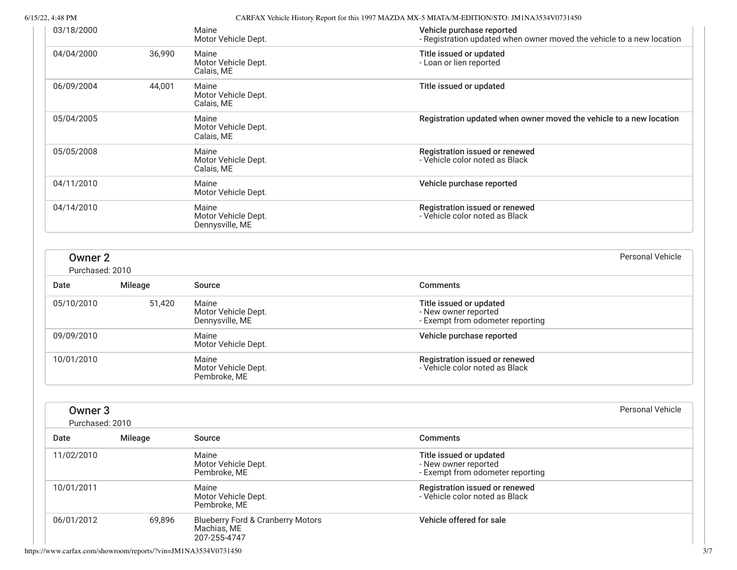| Date | Mileage | Source | Comments |
| --- | --- | --- | --- |
| 03/18/2000 | | Maine<br>Motor Vehicle Dept. | **Vehicle purchase reported**<br>- Registration updated when owner moved the vehicle to a new location |
| 04/04/2000 | 36,990 | Maine<br>Motor Vehicle Dept.<br>Calais, ME | **Title issued or updated**<br>- Loan or lien reported |
| 06/09/2004 | 44,001 | Maine<br>Motor Vehicle Dept.<br>Calais, ME | **Title issued or updated** |
| 05/04/2005 | | Maine<br>Motor Vehicle Dept.<br>Calais, ME | **Registration updated when owner moved the vehicle to a new location** |
| 05/05/2008 | | Maine<br>Motor Vehicle Dept.<br>Calais, ME | **Registration issued or renewed**<br>- Vehicle color noted as Black |
| 04/11/2010 | | Maine<br>Motor Vehicle Dept. | **Vehicle purchase reported** |
| 04/14/2010 | | Maine<br>Motor Vehicle Dept.<br>Dennysville, ME | **Registration issued or renewed**<br>- Vehicle color noted as Black |

## Owner 2

Purchased: 2010

Personal Vehicle

| Date | Mileage | Source | Comments |
| --- | --- | --- | --- |
| 05/10/2010 | 51,420 | Maine<br>Motor Vehicle Dept.<br>Dennysville, ME | **Title issued or updated**<br>- New owner reported<br>- Exempt from odometer reporting |
| 09/09/2010 | | Maine<br>Motor Vehicle Dept. | **Vehicle purchase reported** |
| 10/01/2010 | | Maine<br>Motor Vehicle Dept.<br>Pembroke, ME | **Registration issued or renewed**<br>- Vehicle color noted as Black |

## Owner 3

Purchased: 2010

Personal Vehicle

| Date | Mileage | Source | Comments |
| --- | --- | --- | --- |
| 11/02/2010 | | Maine<br>Motor Vehicle Dept.<br>Pembroke, ME | **Title issued or updated**<br>- New owner reported<br>- Exempt from odometer reporting |
| 10/01/2011 | | Maine<br>Motor Vehicle Dept.<br>Pembroke, ME | **Registration issued or renewed**<br>- Vehicle color noted as Black |
| 06/01/2012 | 69,896 | Blueberry Ford & Cranberry Motors<br>Machias, ME<br>207-255-4747 | **Vehicle offered for sale** |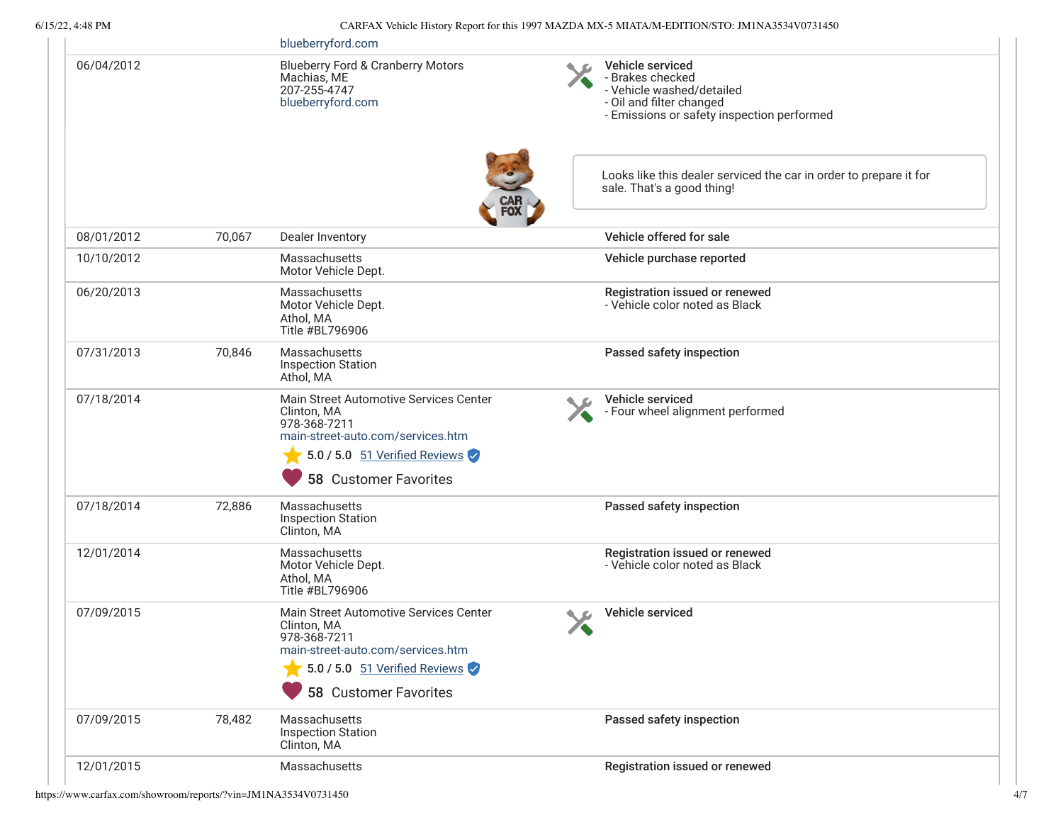| Date | Mileage | Source | Comments |
|---|---|---|---|
| | | blueberryford.com | |
| 06/04/2012 | | Blueberry Ford & Cranberry Motors<br>Machias, ME<br>207-255-4747<br>blueberryford.com | **Vehicle serviced**<br>- Brakes checked<br>- Vehicle washed/detailed<br>- Oil and filter changed<br>- Emissions or safety inspection performed<br><br>Looks like this dealer serviced the car in order to prepare it for sale. That's a good thing! |
| 08/01/2012 | 70,067 | Dealer Inventory | **Vehicle offered for sale** |
| 10/10/2012 | | Massachusetts<br>Motor Vehicle Dept. | **Vehicle purchase reported** |
| 06/20/2013 | | Massachusetts<br>Motor Vehicle Dept.<br>Athol, MA<br>Title #BL796906 | **Registration issued or renewed**<br>- Vehicle color noted as Black |
| 07/31/2013 | 70,846 | Massachusetts<br>Inspection Station<br>Athol, MA | **Passed safety inspection** |
| 07/18/2014 | | Main Street Automotive Services Center<br>Clinton, MA<br>978-368-7211<br>main-street-auto.com/services.htm<br>5.0 / 5.0 51 Verified Reviews<br>58 Customer Favorites | **Vehicle serviced**<br>- Four wheel alignment performed |
| 07/18/2014 | 72,886 | Massachusetts<br>Inspection Station<br>Clinton, MA | **Passed safety inspection** |
| 12/01/2014 | | Massachusetts<br>Motor Vehicle Dept.<br>Athol, MA<br>Title #BL796906 | **Registration issued or renewed**<br>- Vehicle color noted as Black |
| 07/09/2015 | | Main Street Automotive Services Center<br>Clinton, MA<br>978-368-7211<br>main-street-auto.com/services.htm<br>5.0 / 5.0 51 Verified Reviews<br>58 Customer Favorites | **Vehicle serviced** |
| 07/09/2015 | 78,482 | Massachusetts<br>Inspection Station<br>Clinton, MA | **Passed safety inspection** |
| 12/01/2015 | | Massachusetts | **Registration issued or renewed** |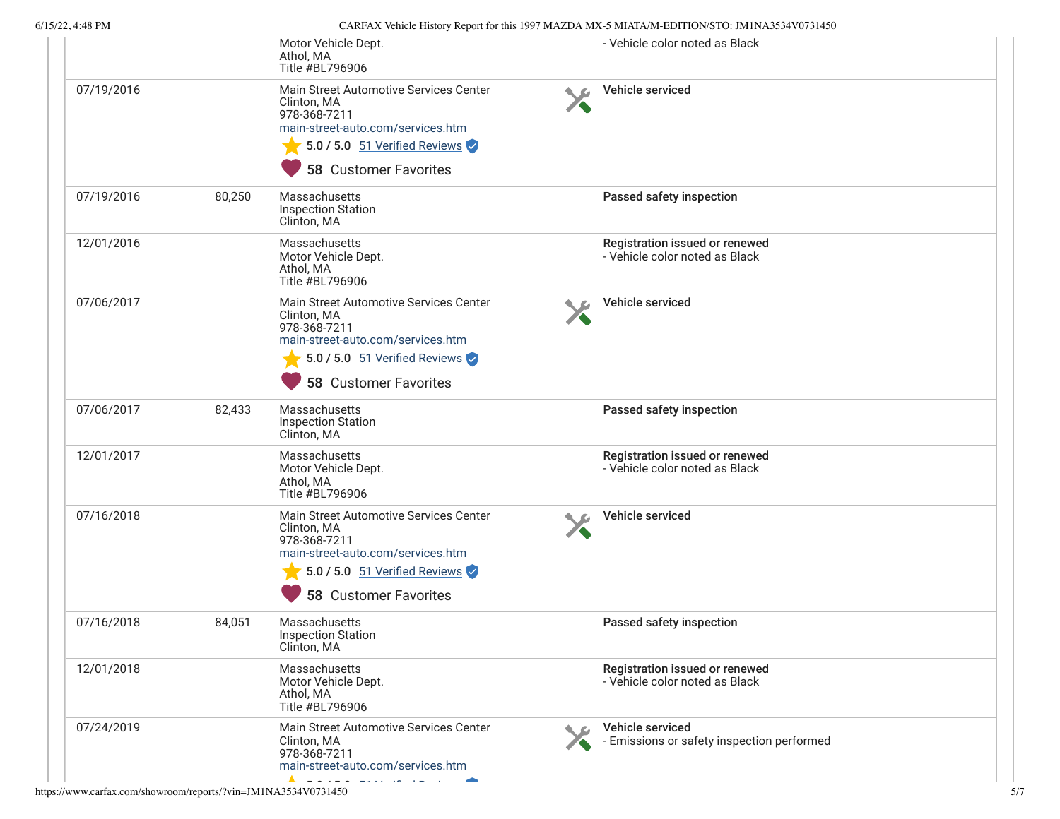| Date | Mileage | Source | Comments |
| --- | --- | --- | --- |
| | | Motor Vehicle Dept.<br>Athol, MA<br>Title #BL796906 | - Vehicle color noted as Black |
| 07/19/2016 | | Main Street Automotive Services Center<br>Clinton, MA<br>978-368-7211<br>main-street-auto.com/services.htm<br>5.0 / 5.0 51 Verified Reviews<br>58 Customer Favorites | **Vehicle serviced** |
| 07/19/2016 | 80,250 | Massachusetts<br>Inspection Station<br>Clinton, MA | **Passed safety inspection** |
| 12/01/2016 | | Massachusetts<br>Motor Vehicle Dept.<br>Athol, MA<br>Title #BL796906 | **Registration issued or renewed**<br>- Vehicle color noted as Black |
| 07/06/2017 | | Main Street Automotive Services Center<br>Clinton, MA<br>978-368-7211<br>main-street-auto.com/services.htm<br>5.0 / 5.0 51 Verified Reviews<br>58 Customer Favorites | **Vehicle serviced** |
| 07/06/2017 | 82,433 | Massachusetts<br>Inspection Station<br>Clinton, MA | **Passed safety inspection** |
| 12/01/2017 | | Massachusetts<br>Motor Vehicle Dept.<br>Athol, MA<br>Title #BL796906 | **Registration issued or renewed**<br>- Vehicle color noted as Black |
| 07/16/2018 | | Main Street Automotive Services Center<br>Clinton, MA<br>978-368-7211<br>main-street-auto.com/services.htm<br>5.0 / 5.0 51 Verified Reviews<br>58 Customer Favorites | **Vehicle serviced** |
| 07/16/2018 | 84,051 | Massachusetts<br>Inspection Station<br>Clinton, MA | **Passed safety inspection** |
| 12/01/2018 | | Massachusetts<br>Motor Vehicle Dept.<br>Athol, MA<br>Title #BL796906 | **Registration issued or renewed**<br>- Vehicle color noted as Black |
| 07/24/2019 | | Main Street Automotive Services Center<br>Clinton, MA<br>978-368-7211<br>main-street-auto.com/services.htm | **Vehicle serviced**<br>- Emissions or safety inspection performed |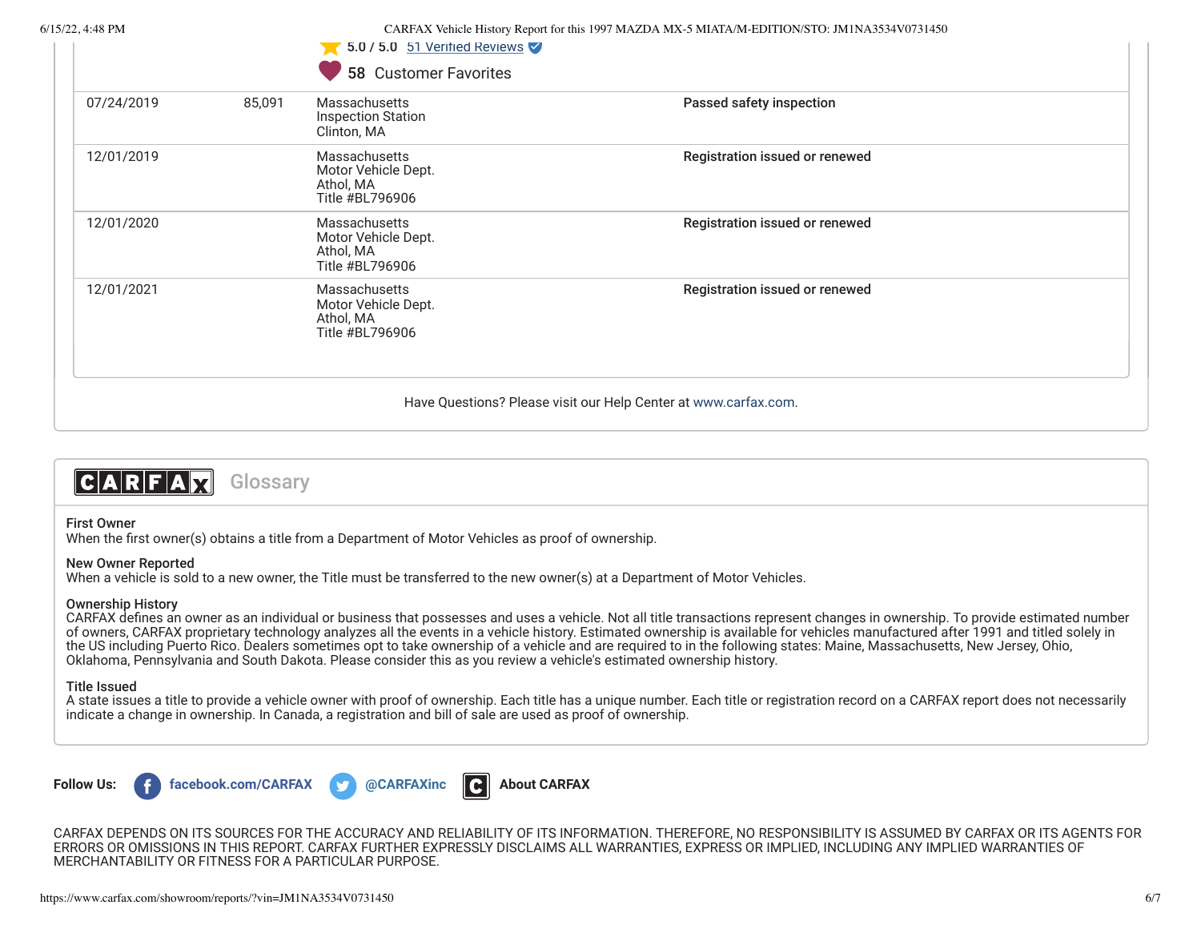5.0 / 5.0 51 Verified Reviews

58 Customer Favorites

| | | | |
|---|---|---|---|
| 07/24/2019 | 85,091 | Massachusetts<br>Inspection Station<br>Clinton, MA | **Passed safety inspection** |
| 12/01/2019 | | Massachusetts<br>Motor Vehicle Dept.<br>Athol, MA<br>Title #BL796906 | **Registration issued or renewed** |
| 12/01/2020 | | Massachusetts<br>Motor Vehicle Dept.<br>Athol, MA<br>Title #BL796906 | **Registration issued or renewed** |
| 12/01/2021 | | Massachusetts<br>Motor Vehicle Dept.<br>Athol, MA<br>Title #BL796906 | **Registration issued or renewed** |

Have Questions? Please visit our Help Center at www.carfax.com.

## CARFAX Glossary

**First Owner**
When the first owner(s) obtains a title from a Department of Motor Vehicles as proof of ownership.

**New Owner Reported**
When a vehicle is sold to a new owner, the Title must be transferred to the new owner(s) at a Department of Motor Vehicles.

**Ownership History**
CARFAX defines an owner as an individual or business that possesses and uses a vehicle. Not all title transactions represent changes in ownership. To provide estimated number of owners, CARFAX proprietary technology analyzes all the events in a vehicle history. Estimated ownership is available for vehicles manufactured after 1991 and titled solely in the US including Puerto Rico. Dealers sometimes opt to take ownership of a vehicle and are required to in the following states: Maine, Massachusetts, New Jersey, Ohio, Oklahoma, Pennsylvania and South Dakota. Please consider this as you review a vehicle's estimated ownership history.

**Title Issued**
A state issues a title to provide a vehicle owner with proof of ownership. Each title has a unique number. Each title or registration record on a CARFAX report does not necessarily indicate a change in ownership. In Canada, a registration and bill of sale are used as proof of ownership.

**Follow Us:** facebook.com/CARFAX @CARFAXinc About CARFAX

CARFAX DEPENDS ON ITS SOURCES FOR THE ACCURACY AND RELIABILITY OF ITS INFORMATION. THEREFORE, NO RESPONSIBILITY IS ASSUMED BY CARFAX OR ITS AGENTS FOR ERRORS OR OMISSIONS IN THIS REPORT. CARFAX FURTHER EXPRESSLY DISCLAIMS ALL WARRANTIES, EXPRESS OR IMPLIED, INCLUDING ANY IMPLIED WARRANTIES OF MERCHANTABILITY OR FITNESS FOR A PARTICULAR PURPOSE.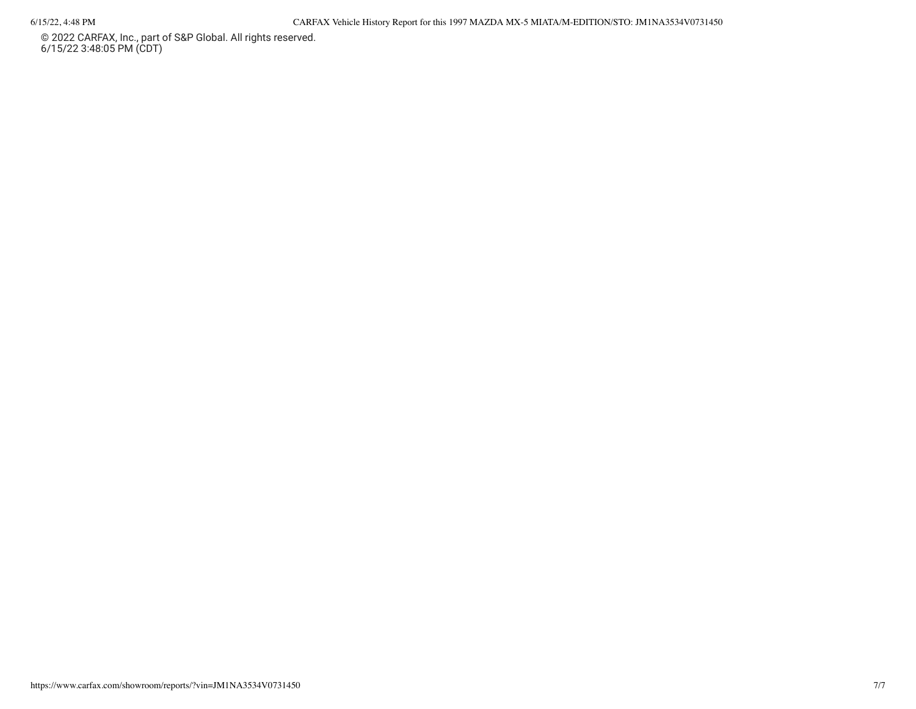© 2022 CARFAX, Inc., part of S&P Global. All rights reserved.
6/15/22 3:48:05 PM (CDT)